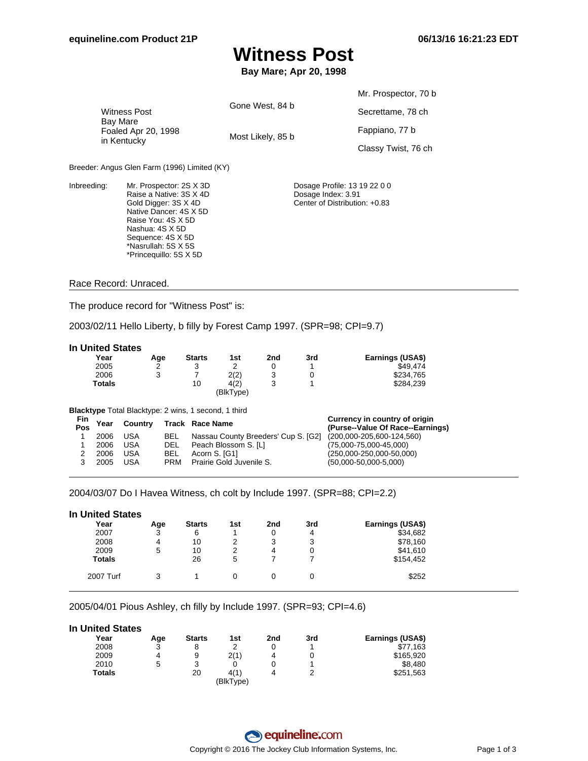equineline.com Product 21P — 06/13/16 16:21:23 EDT

# Witness Post

**Bay Mare; Apr 20, 1998**

| | | |
|---|---|---|
| Witness Post<br>Bay Mare<br>Foaled Apr 20, 1998<br>in Kentucky | Gone West, 84 b | Mr. Prospector, 70 b |
| | | Secrettame, 78 ch |
| | Most Likely, 85 b | Fappiano, 77 b |
| | | Classy Twist, 76 ch |

Breeder: Angus Glen Farm (1996) Limited (KY)

Inbreeding:
- Mr. Prospector: 2S X 3D
- Raise a Native: 3S X 4D
- Gold Digger: 3S X 4D
- Native Dancer: 4S X 5D
- Raise You: 4S X 5D
- Nashua: 4S X 5D
- Sequence: 4S X 5D
- *Nasrullah: 5S X 5S
- *Princequillo: 5S X 5D

Dosage Profile: 13 19 22 0 0
Dosage Index: 3.91
Center of Distribution: +0.83

Race Record: Unraced.

---

The produce record for "Witness Post" is:

2003/02/11 Hello Liberty, b filly by Forest Camp 1997. (SPR=98; CPI=9.7)

**In United States**

| Year | Age | Starts | 1st | 2nd | 3rd | Earnings (USA$) |
|---|---|---|---|---|---|---|
| 2005 | 2 | 3 | 2 | 0 | 1 | $49,474 |
| 2006 | 3 | 7 | 2(2) | 3 | 0 | $234,765 |
| **Totals** | | 10 | 4(2)<br>(BlkType) | 3 | 1 | $284,239 |

**Blacktype** Total Blacktype: 2 wins, 1 second, 1 third

| Fin Pos | Year | Country | Track | Race Name | Currency in country of origin (Purse--Value Of Race--Earnings) |
|---|---|---|---|---|---|
| 1 | 2006 | USA | BEL | Nassau County Breeders' Cup S. [G2] | (200,000-205,600-124,560) |
| 1 | 2006 | USA | DEL | Peach Blossom S. [L] | (75,000-75,000-45,000) |
| 2 | 2006 | USA | BEL | Acorn S. [G1] | (250,000-250,000-50,000) |
| 3 | 2005 | USA | PRM | Prairie Gold Juvenile S. | (50,000-50,000-5,000) |

---

2004/03/07 Do I Havea Witness, ch colt by Include 1997. (SPR=88; CPI=2.2)

**In United States**

| Year | Age | Starts | 1st | 2nd | 3rd | Earnings (USA$) |
|---|---|---|---|---|---|---|
| 2007 | 3 | 6 | 1 | 0 | 4 | $34,682 |
| 2008 | 4 | 10 | 2 | 3 | 3 | $78,160 |
| 2009 | 5 | 10 | 2 | 4 | 0 | $41,610 |
| **Totals** | | 26 | 5 | 7 | 7 | $154,452 |
| 2007 Turf | 3 | 1 | 0 | 0 | 0 | $252 |

---

2005/04/01 Pious Ashley, ch filly by Include 1997. (SPR=93; CPI=4.6)

**In United States**

| Year | Age | Starts | 1st | 2nd | 3rd | Earnings (USA$) |
|---|---|---|---|---|---|---|
| 2008 | 3 | 8 | 2 | 0 | 1 | $77,163 |
| 2009 | 4 | 9 | 2(1) | 4 | 0 | $165,920 |
| 2010 | 5 | 3 | 0 | 0 | 1 | $8,480 |
| **Totals** | | 20 | 4(1)<br>(BlkType) | 4 | 2 | $251,563 |

Copyright © 2016 The Jockey Club Information Systems, Inc.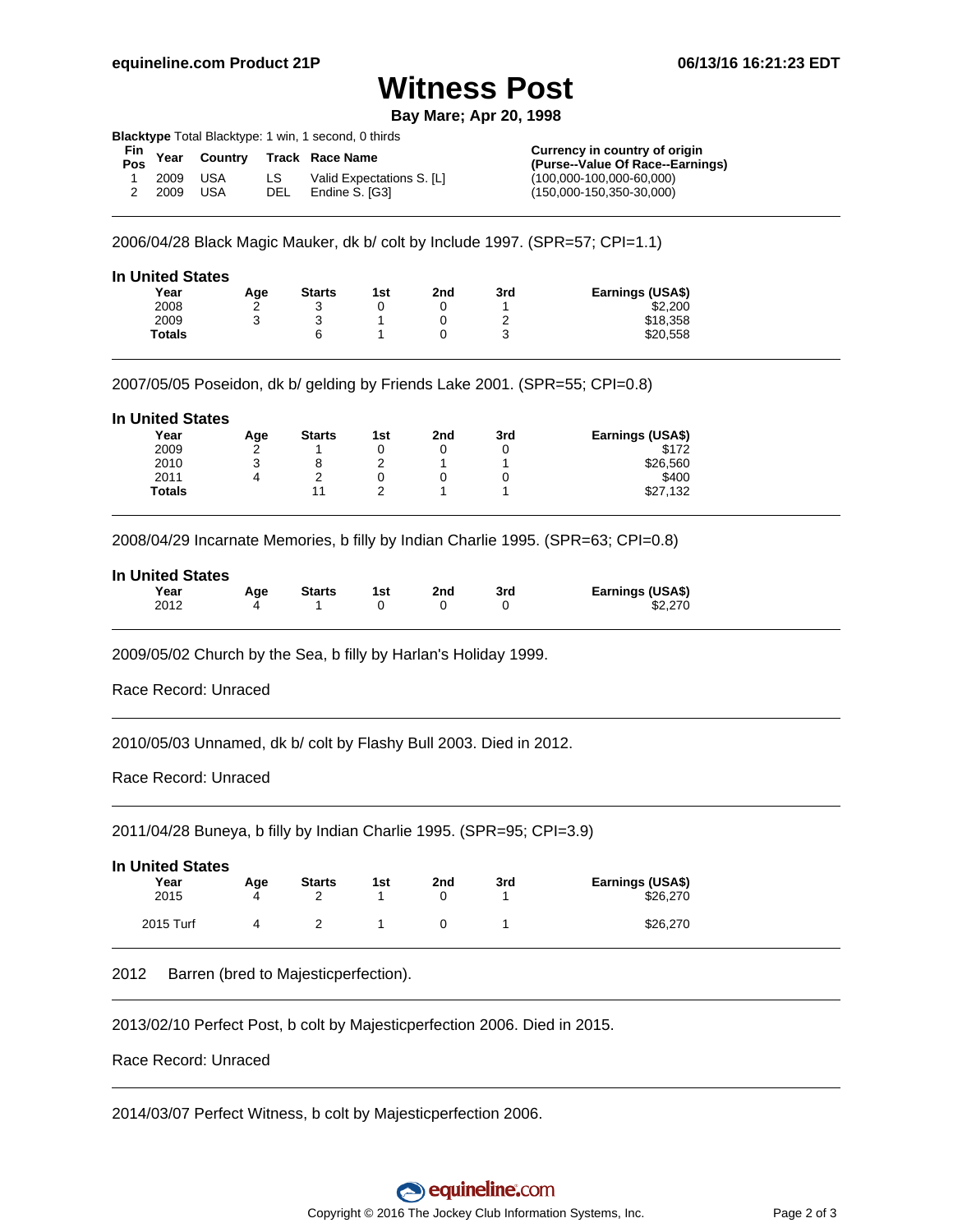# Witness Post

**Bay Mare; Apr 20, 1998**

**Blacktype** Total Blacktype: 1 win, 1 second, 0 thirds

| Fin Pos | Year | Country | Track | Race Name | Currency in country of origin (Purse--Value Of Race--Earnings) |
|---|---|---|---|---|---|
| 1 | 2009 | USA | LS | Valid Expectations S. [L] | (100,000-100,000-60,000) |
| 2 | 2009 | USA | DEL | Endine S. [G3] | (150,000-150,350-30,000) |

---

2006/04/28 Black Magic Mauker, dk b/ colt by Include 1997. (SPR=57; CPI=1.1)

**In United States**

| Year | Age | Starts | 1st | 2nd | 3rd | Earnings (USA$) |
|---|---|---|---|---|---|---|
| 2008 | 2 | 3 | 0 | 0 | 1 | $2,200 |
| 2009 | 3 | 3 | 1 | 0 | 2 | $18,358 |
| **Totals** | | 6 | 1 | 0 | 3 | $20,558 |

---

2007/05/05 Poseidon, dk b/ gelding by Friends Lake 2001. (SPR=55; CPI=0.8)

**In United States**

| Year | Age | Starts | 1st | 2nd | 3rd | Earnings (USA$) |
|---|---|---|---|---|---|---|
| 2009 | 2 | 1 | 0 | 0 | 0 | $172 |
| 2010 | 3 | 8 | 2 | 1 | 1 | $26,560 |
| 2011 | 4 | 2 | 0 | 0 | 0 | $400 |
| **Totals** | | 11 | 2 | 1 | 1 | $27,132 |

---

2008/04/29 Incarnate Memories, b filly by Indian Charlie 1995. (SPR=63; CPI=0.8)

**In United States**

| Year | Age | Starts | 1st | 2nd | 3rd | Earnings (USA$) |
|---|---|---|---|---|---|---|
| 2012 | 4 | 1 | 0 | 0 | 0 | $2,270 |

---

2009/05/02 Church by the Sea, b filly by Harlan's Holiday 1999.

Race Record: Unraced

---

2010/05/03 Unnamed, dk b/ colt by Flashy Bull 2003. Died in 2012.

Race Record: Unraced

---

2011/04/28 Buneya, b filly by Indian Charlie 1995. (SPR=95; CPI=3.9)

**In United States**

| Year | Age | Starts | 1st | 2nd | 3rd | Earnings (USA$) |
|---|---|---|---|---|---|---|
| 2015 | 4 | 2 | 1 | 0 | 1 | $26,270 |
| 2015 Turf | 4 | 2 | 1 | 0 | 1 | $26,270 |

---

2012 Barren (bred to Majesticperfection).

---

2013/02/10 Perfect Post, b colt by Majesticperfection 2006. Died in 2015.

Race Record: Unraced

---

2014/03/07 Perfect Witness, b colt by Majesticperfection 2006.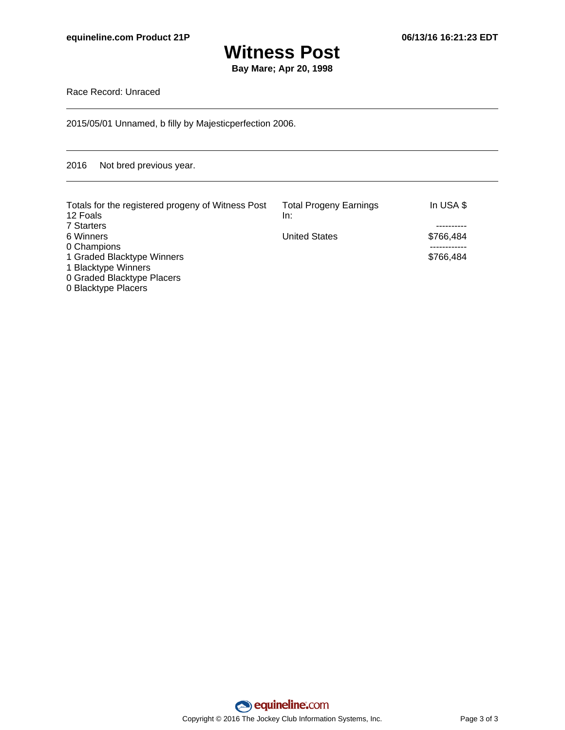# Witness Post

**Bay Mare; Apr 20, 1998**

Race Record: Unraced

---

2015/05/01 Unnamed, b filly by Majesticperfection 2006.

---

2016 Not bred previous year.

---

Totals for the registered progeny of Witness Post
12 Foals
7 Starters
6 Winners
0 Champions
1 Graded Blacktype Winners
1 Blacktype Winners
0 Graded Blacktype Placers
0 Blacktype Placers

| Total Progeny Earnings In: | In USA $ |
| --- | --- |
| United States | $766,484 |
| | $766,484 |